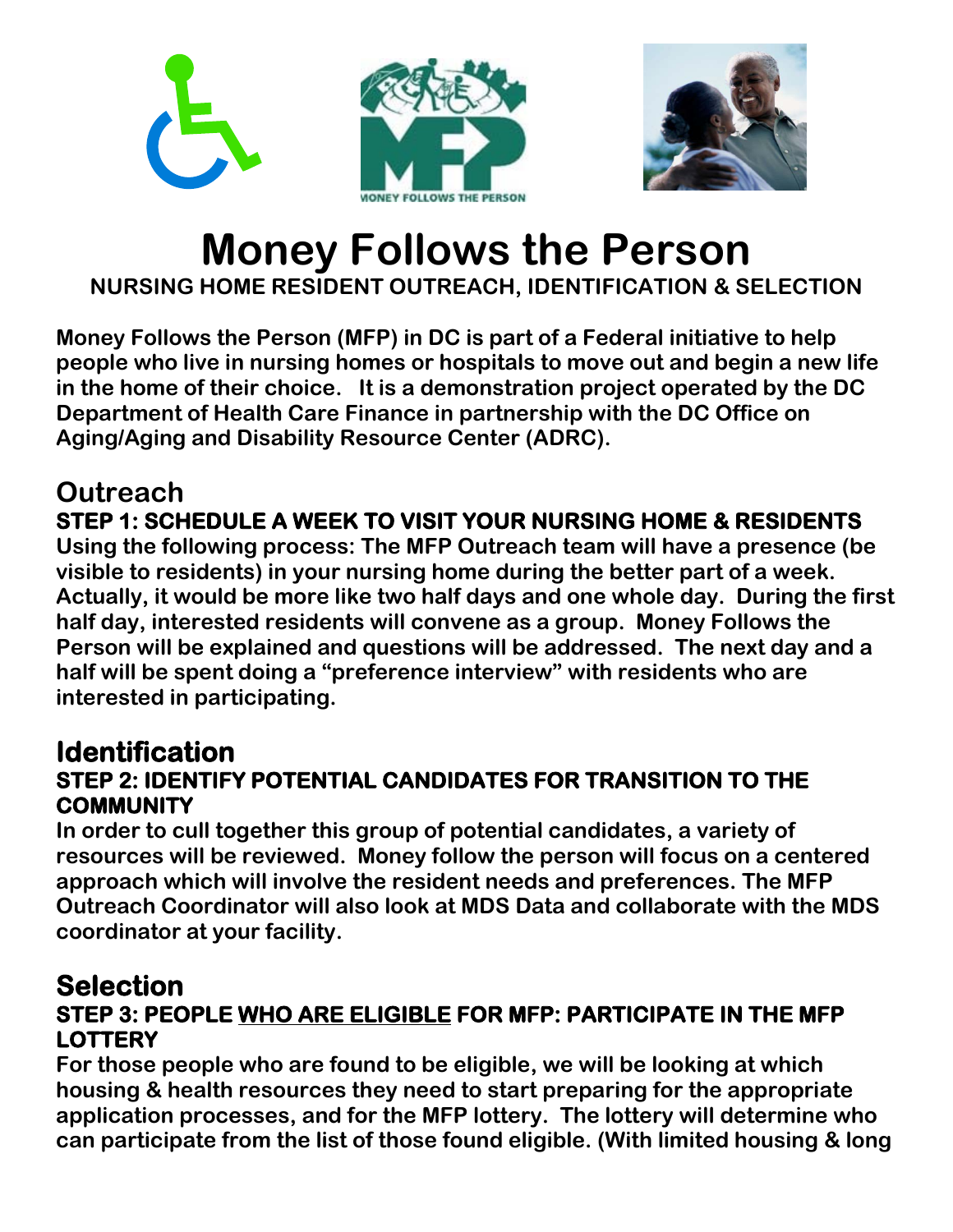# Money Follows the Person

**NURSING HOME RESIDENT OUTREACH, IDENTIFICATION & SELECTION**

**Money Follows the Person (MFP) in DC is part of a Federal initiative to help people who live in nursing homes or hospitals to move out and begin a new life in the home of their choice. It is a demonstration project operated by the DC Department of Health Care Finance in partnership with the DC Office on Aging/Aging and Disability Resource Center (ADRC).**

## Outreach

### STEP 1: SCHEDULE A WEEK TO VISIT YOUR NURSING HOME & RESIDENTS

**Using the following process: The MFP Outreach team will have a presence (be visible to residents) in your nursing home during the better part of a week. Actually, it would be more like two half days and one whole day. During the first half day, interested residents will convene as a group. Money Follows the Person will be explained and questions will be addressed. The next day and a half will be spent doing a "preference interview" with residents who are interested in participating.**

## Identification

### STEP 2: IDENTIFY POTENTIAL CANDIDATES FOR TRANSITION TO THE COMMUNITY

**In order to cull together this group of potential candidates, a variety of resources will be reviewed. Money follow the person will focus on a centered approach which will involve the resident needs and preferences. The MFP Outreach Coordinator will also look at MDS Data and collaborate with the MDS coordinator at your facility.**

## Selection

### STEP 3: PEOPLE <u>WHO ARE ELIGIBLE</u> FOR MFP: PARTICIPATE IN THE MFP LOTTERY

**For those people who are found to be eligible, we will be looking at which housing & health resources they need to start preparing for the appropriate application processes, and for the MFP lottery. The lottery will determine who can participate from the list of those found eligible. (With limited housing & long**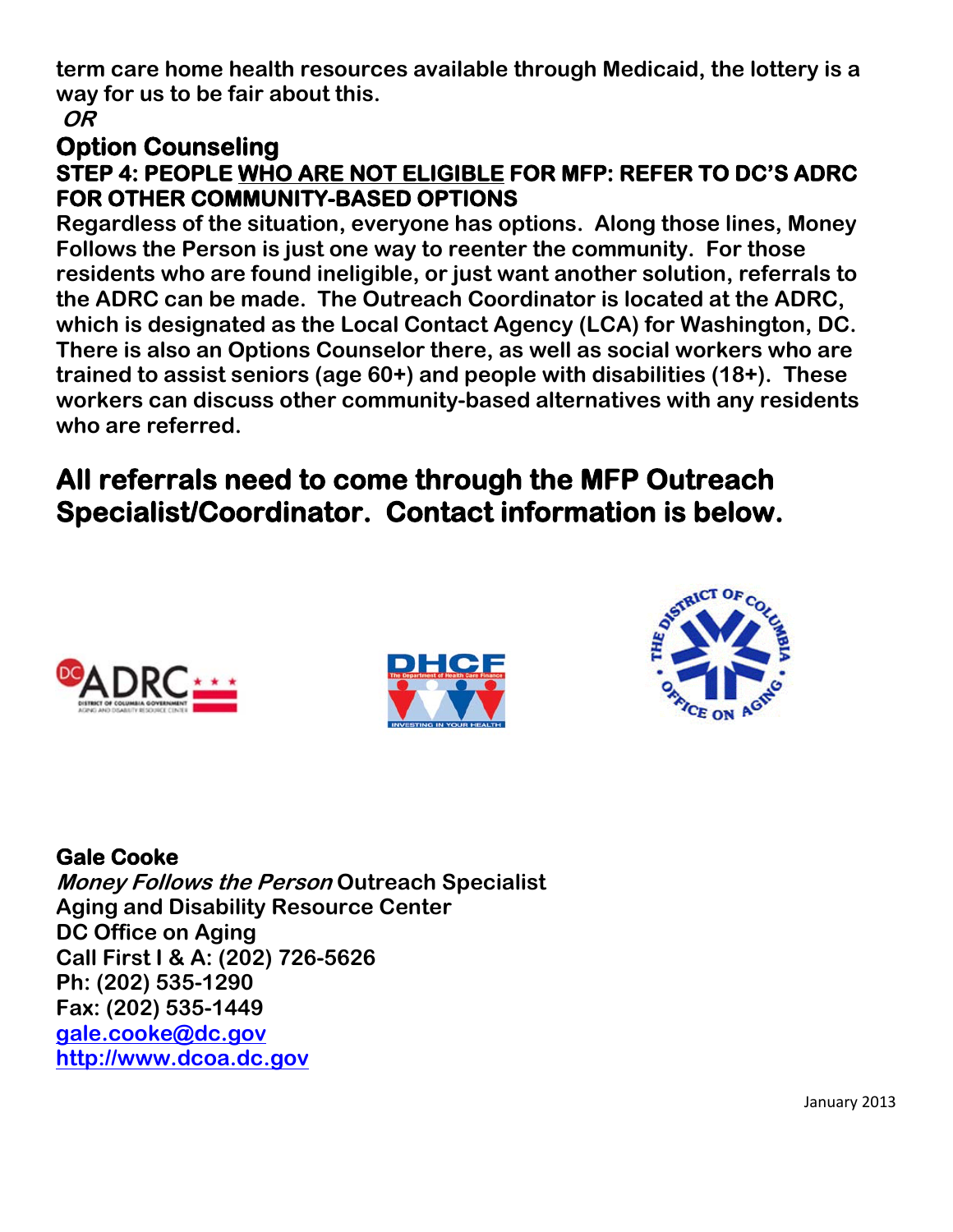**term care home health resources available through Medicaid, the lottery is a way for us to be fair about this.**

***OR***

## Option Counseling

### STEP 4: PEOPLE WHO ARE NOT ELIGIBLE FOR MFP: REFER TO DC'S ADRC FOR OTHER COMMUNITY-BASED OPTIONS

**Regardless of the situation, everyone has options. Along those lines, Money Follows the Person is just one way to reenter the community. For those residents who are found ineligible, or just want another solution, referrals to the ADRC can be made. The Outreach Coordinator is located at the ADRC, which is designated as the Local Contact Agency (LCA) for Washington, DC. There is also an Options Counselor there, as well as social workers who are trained to assist seniors (age 60+) and people with disabilities (18+). These workers can discuss other community-based alternatives with any residents who are referred.**

## All referrals need to come through the MFP Outreach Specialist/Coordinator. Contact information is below.

**Gale Cooke**
***Money Follows the Person*** **Outreach Specialist**
**Aging and Disability Resource Center**
**DC Office on Aging**
**Call First I & A: (202) 726-5626**
**Ph: (202) 535-1290**
**Fax: (202) 535-1449**
**gale.cooke@dc.gov**
**http://www.dcoa.dc.gov**

January 2013